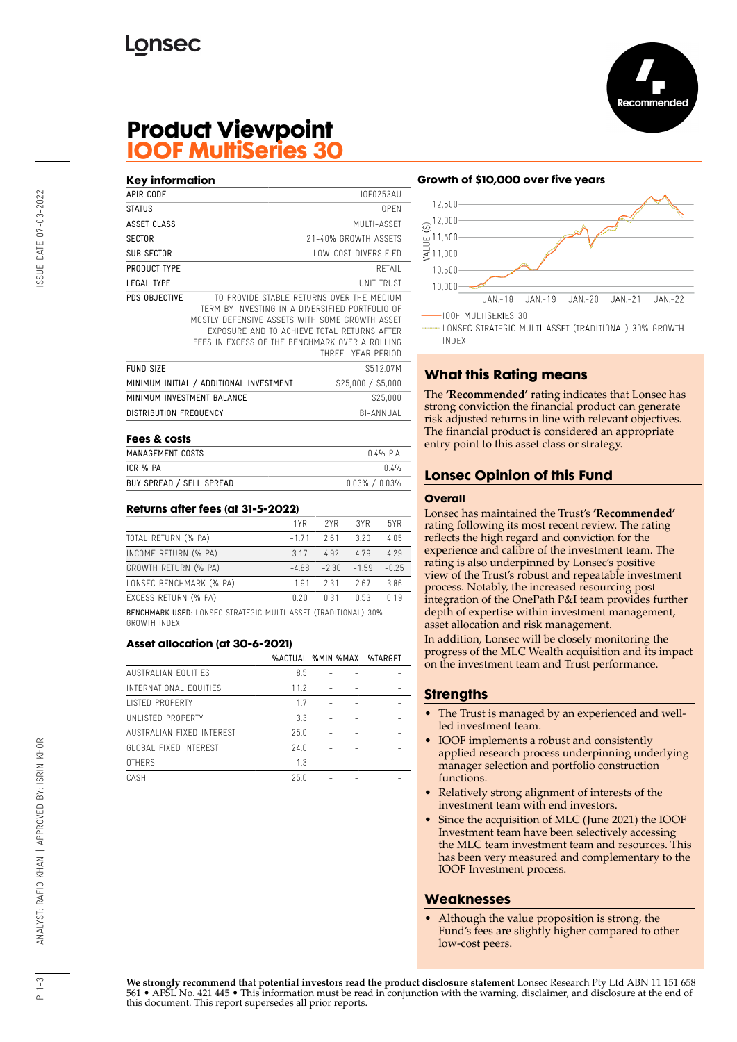Lonsec

Recommended

# Product Viewpoint
# IOOF MultiSeries 30

### Key information

| | |
|---|---|
| APIR CODE | IOF0253AU |
| STATUS | OPEN |
| ASSET CLASS | MULTI-ASSET |
| SECTOR | 21-40% GROWTH ASSETS |
| SUB SECTOR | LOW-COST DIVERSIFIED |
| PRODUCT TYPE | RETAIL |
| LEGAL TYPE | UNIT TRUST |
| PDS OBJECTIVE | TO PROVIDE STABLE RETURNS OVER THE MEDIUM TERM BY INVESTING IN A DIVERSIFIED PORTFOLIO OF MOSTLY DEFENSIVE ASSETS WITH SOME GROWTH ASSET EXPOSURE AND TO ACHIEVE TOTAL RETURNS AFTER FEES IN EXCESS OF THE BENCHMARK OVER A ROLLING THREE- YEAR PERIOD |
| FUND SIZE | $512.07M |
| MINIMUM INITIAL / ADDITIONAL INVESTMENT | $25,000 / $5,000 |
| MINIMUM INVESTMENT BALANCE | $25,000 |
| DISTRIBUTION FREQUENCY | BI-ANNUAL |

### Fees & costs

| | |
|---|---|
| MANAGEMENT COSTS | 0.4% P.A. |
| ICR % PA | 0.4% |
| BUY SPREAD / SELL SPREAD | 0.03% / 0.03% |

### Returns after fees (at 31-5-2022)

| | 1YR | 2YR | 3YR | 5YR |
|---|---|---|---|---|
| TOTAL RETURN (% PA) | -1.71 | 2.61 | 3.20 | 4.05 |
| INCOME RETURN (% PA) | 3.17 | 4.92 | 4.79 | 4.29 |
| GROWTH RETURN (% PA) | -4.88 | -2.30 | -1.59 | -0.25 |
| LONSEC BENCHMARK (% PA) | -1.91 | 2.31 | 2.67 | 3.86 |
| EXCESS RETURN (% PA) | 0.20 | 0.31 | 0.53 | 0.19 |

BENCHMARK USED: LONSEC STRATEGIC MULTI-ASSET (TRADITIONAL) 30% GROWTH INDEX

### Asset allocation (at 30-6-2021)

| | %ACTUAL | %MIN | %MAX | %TARGET |
|---|---|---|---|---|
| AUSTRALIAN EQUITIES | 8.5 | - | - | - |
| INTERNATIONAL EQUITIES | 11.2 | - | - | - |
| LISTED PROPERTY | 1.7 | - | - | - |
| UNLISTED PROPERTY | 3.3 | - | - | - |
| AUSTRALIAN FIXED INTEREST | 25.0 | - | - | - |
| GLOBAL FIXED INTEREST | 24.0 | - | - | - |
| OTHERS | 1.3 | - | - | - |
| CASH | 25.0 | - | - | - |

### Growth of $10,000 over five years

IOOF MULTISERIES 30
LONSEC STRATEGIC MULTI-ASSET (TRADITIONAL) 30% GROWTH INDEX

## What this Rating means

The **'Recommended'** rating indicates that Lonsec has strong conviction the financial product can generate risk adjusted returns in line with relevant objectives. The financial product is considered an appropriate entry point to this asset class or strategy.

## Lonsec Opinion of this Fund

### Overall

Lonsec has maintained the Trust's **'Recommended'** rating following its most recent review. The rating reflects the high regard and conviction for the experience and calibre of the investment team. The rating is also underpinned by Lonsec's positive view of the Trust's robust and repeatable investment process. Notably, the increased resourcing post integration of the OnePath P&I team provides further depth of expertise within investment management, asset allocation and risk management.

In addition, Lonsec will be closely monitoring the progress of the MLC Wealth acquisition and its impact on the investment team and Trust performance.

## Strengths

- The Trust is managed by an experienced and well-led investment team.
- IOOF implements a robust and consistently applied research process underpinning underlying manager selection and portfolio construction functions.
- Relatively strong alignment of interests of the investment team with end investors.
- Since the acquisition of MLC (June 2021) the IOOF Investment team have been selectively accessing the MLC team investment team and resources. This has been very measured and complementary to the IOOF Investment process.

## Weaknesses

- Although the value proposition is strong, the Fund's fees are slightly higher compared to other low-cost peers.

**We strongly recommend that potential investors read the product disclosure statement** Lonsec Research Pty Ltd ABN 11 151 658 561 • AFSL No. 421 445 • This information must be read in conjunction with the warning, disclaimer, and disclosure at the end of this document. This report supersedes all prior reports.

ISSUE DATE 07-03-2022

ANALYST: RAFIO KHAN | APPROVED BY: ISRIN KHOR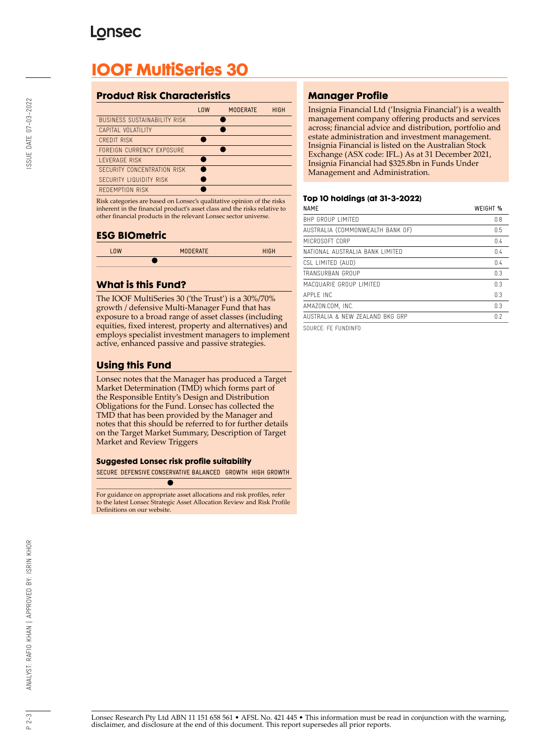# IOOF MultiSeries 30

## Product Risk Characteristics

| | LOW | MODERATE | HIGH |
|---|---|---|---|
| BUSINESS SUSTAINABILITY RISK | | ● | |
| CAPITAL VOLATILITY | | ● | |
| CREDIT RISK | ● | | |
| FOREIGN CURRENCY EXPOSURE | | ● | |
| LEVERAGE RISK | ● | | |
| SECURITY CONCENTRATION RISK | ● | | |
| SECURITY LIQUIDITY RISK | ● | | |
| REDEMPTION RISK | ● | | |

Risk categories are based on Lonsec's qualitative opinion of the risks inherent in the financial product's asset class and the risks relative to other financial products in the relevant Lonsec sector universe.

## ESG BIOmetric

| LOW | MODERATE | HIGH |
|---|---|---|
| | ● | |

## What is this Fund?

The IOOF MultiSeries 30 ('the Trust') is a 30%/70% growth / defensive Multi-Manager Fund that has exposure to a broad range of asset classes (including equities, fixed interest, property and alternatives) and employs specialist investment managers to implement active, enhanced passive and passive strategies.

## Using this Fund

Lonsec notes that the Manager has produced a Target Market Determination (TMD) which forms part of the Responsible Entity's Design and Distribution Obligations for the Fund. Lonsec has collected the TMD that has been provided by the Manager and notes that this should be referred to for further details on the Target Market Summary, Description of Target Market and Review Triggers

### Suggested Lonsec risk profile suitability

| SECURE | DEFENSIVE | CONSERVATIVE | BALANCED | GROWTH | HIGH GROWTH |
|---|---|---|---|---|---|
| | | ● | | | |

For guidance on appropriate asset allocations and risk profiles, refer to the latest Lonsec Strategic Asset Allocation Review and Risk Profile Definitions on our website.

## Manager Profile

Insignia Financial Ltd ('Insignia Financial') is a wealth management company offering products and services across; financial advice and distribution, portfolio and estate administration and investment management. Insignia Financial is listed on the Australian Stock Exchange (ASX code: IFL.) As at 31 December 2021, Insignia Financial had $325.8bn in Funds Under Management and Administration.

### Top 10 holdings (at 31-3-2022)

| NAME | WEIGHT % |
|---|---|
| BHP GROUP LIMITED | 0.8 |
| AUSTRALIA (COMMONWEALTH BANK OF) | 0.5 |
| MICROSOFT CORP | 0.4 |
| NATIONAL AUSTRALIA BANK LIMITED | 0.4 |
| CSL LIMITED (AUD) | 0.4 |
| TRANSURBAN GROUP | 0.3 |
| MACQUARIE GROUP LIMITED | 0.3 |
| APPLE INC | 0.3 |
| AMAZON.COM, INC. | 0.3 |
| AUSTRALIA & NEW ZEALAND BKG GRP | 0.2 |

SOURCE: FE FUNDINFO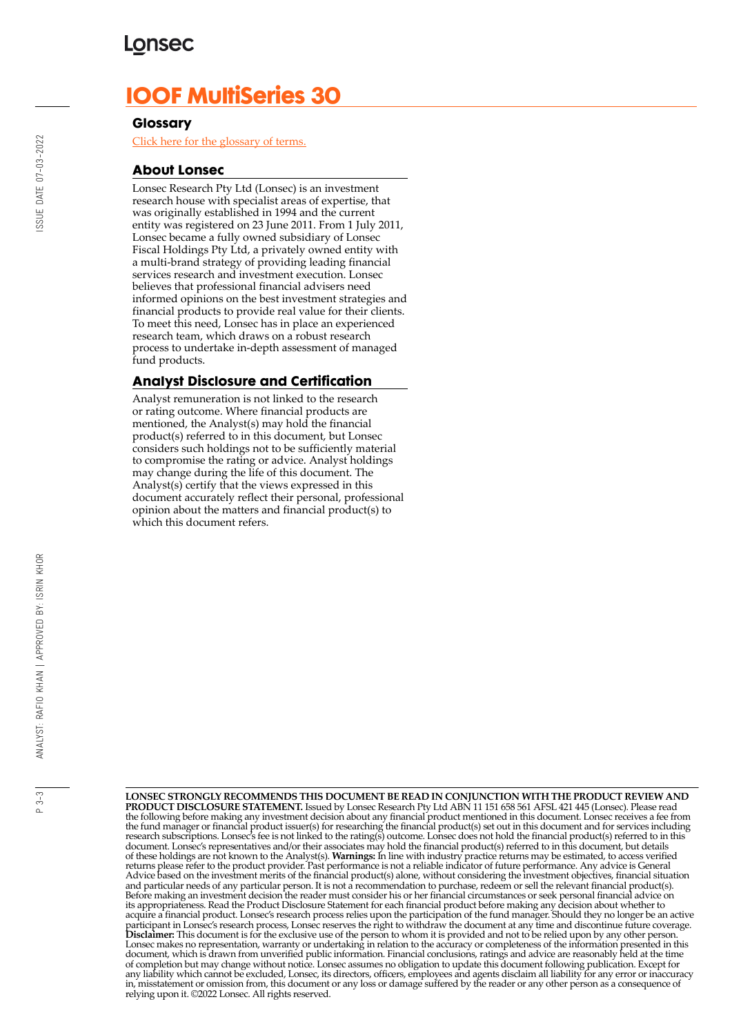# IOOF MultiSeries 30

## Glossary

Click here for the glossary of terms.

## About Lonsec

Lonsec Research Pty Ltd (Lonsec) is an investment research house with specialist areas of expertise, that was originally established in 1994 and the current entity was registered on 23 June 2011. From 1 July 2011, Lonsec became a fully owned subsidiary of Lonsec Fiscal Holdings Pty Ltd, a privately owned entity with a multi-brand strategy of providing leading financial services research and investment execution. Lonsec believes that professional financial advisers need informed opinions on the best investment strategies and financial products to provide real value for their clients. To meet this need, Lonsec has in place an experienced research team, which draws on a robust research process to undertake in-depth assessment of managed fund products.

## Analyst Disclosure and Certification

Analyst remuneration is not linked to the research or rating outcome. Where financial products are mentioned, the Analyst(s) may hold the financial product(s) referred to in this document, but Lonsec considers such holdings not to be sufficiently material to compromise the rating or advice. Analyst holdings may change during the life of this document. The Analyst(s) certify that the views expressed in this document accurately reflect their personal, professional opinion about the matters and financial product(s) to which this document refers.

**LONSEC STRONGLY RECOMMENDS THIS DOCUMENT BE READ IN CONJUNCTION WITH THE PRODUCT REVIEW AND PRODUCT DISCLOSURE STATEMENT.** Issued by Lonsec Research Pty Ltd ABN 11 151 658 561 AFSL 421 445 (Lonsec). Please read the following before making any investment decision about any financial product mentioned in this document. Lonsec receives a fee from the fund manager or financial product issuer(s) for researching the financial product(s) set out in this document and for services including research subscriptions. Lonsec's fee is not linked to the rating(s) outcome. Lonsec does not hold the financial product(s) referred to in this document. Lonsec's representatives and/or their associates may hold the financial product(s) referred to in this document, but details of these holdings are not known to the Analyst(s). **Warnings:** In line with industry practice returns may be estimated, to access verified returns please refer to the product provider. Past performance is not a reliable indicator of future performance. Any advice is General Advice based on the investment merits of the financial product(s) alone, without considering the investment objectives, financial situation and particular needs of any particular person. It is not a recommendation to purchase, redeem or sell the relevant financial product(s). Before making an investment decision the reader must consider his or her financial circumstances or seek personal financial advice on its appropriateness. Read the Product Disclosure Statement for each financial product before making any decision about whether to acquire a financial product. Lonsec's research process relies upon the participation of the fund manager. Should they no longer be an active participant in Lonsec's research process, Lonsec reserves the right to withdraw the document at any time and discontinue future coverage. **Disclaimer:** This document is for the exclusive use of the person to whom it is provided and not to be relied upon by any other person. Lonsec makes no representation, warranty or undertaking in relation to the accuracy or completeness of the information presented in this document, which is drawn from unverified public information. Financial conclusions, ratings and advice are reasonably held at the time of completion but may change without notice. Lonsec assumes no obligation to update this document following publication. Except for any liability which cannot be excluded, Lonsec, its directors, officers, employees and agents disclaim all liability for any error or inaccuracy in, misstatement or omission from, this document or any loss or damage suffered by the reader or any other person as a consequence of relying upon it. ©2022 Lonsec. All rights reserved.